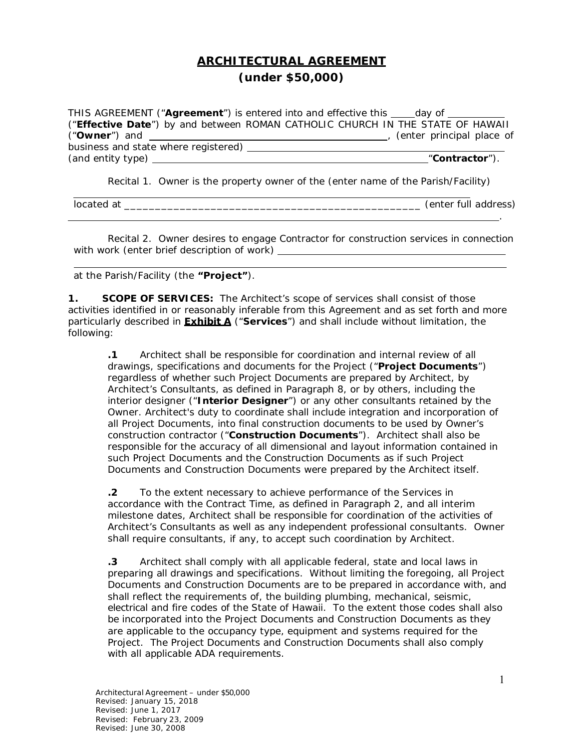# ARCHITECTURAL AGREEMENT
## (under $50,000)

THIS AGREEMENT ("**Agreement**") is entered into and effective this _____ day of ___________ ("**Effective Date**") by and between ROMAN CATHOLIC CHURCH IN THE STATE OF HAWAII ("**Owner**") and _______________________________________________, (enter principal place of business and state where registered) _______________________________________________ (and entity type) _______________________________________________ "**Contractor**").

Recital 1. Owner is the property owner of the (enter name of the Parish/Facility) _______________________________________________ located at __________________________________________________ (enter full address) _______________________________________________.

Recital 2. Owner desires to engage Contractor for construction services in connection with work (enter brief description of work) _______________________________________________ _______________________________________________ at the Parish/Facility (the **"Project"**).

**1. SCOPE OF SERVICES:** The Architect's scope of services shall consist of those activities identified in or reasonably inferable from this Agreement and as set forth and more particularly described in **Exhibit A** ("**Services**") and shall include without limitation, the following:

> **.1** Architect shall be responsible for coordination and internal review of all drawings, specifications and documents for the Project ("**Project Documents**") regardless of whether such Project Documents are prepared by Architect, by Architect's Consultants, as defined in Paragraph 8, or by others, including the interior designer ("**Interior Designer**") or any other consultants retained by the Owner. Architect's duty to coordinate shall include integration and incorporation of all Project Documents, into final construction documents to be used by Owner's construction contractor ("**Construction Documents**"). Architect shall also be responsible for the accuracy of all dimensional and layout information contained in such Project Documents and the Construction Documents as if such Project Documents and Construction Documents were prepared by the Architect itself.
>
> **.2** To the extent necessary to achieve performance of the Services in accordance with the Contract Time, as defined in Paragraph 2, and all interim milestone dates, Architect shall be responsible for coordination of the activities of Architect's Consultants as well as any independent professional consultants. Owner shall require consultants, if any, to accept such coordination by Architect.
>
> **.3** Architect shall comply with all applicable federal, state and local laws in preparing all drawings and specifications. Without limiting the foregoing, all Project Documents and Construction Documents are to be prepared in accordance with, and shall reflect the requirements of, the building plumbing, mechanical, seismic, electrical and fire codes of the State of Hawaii. To the extent those codes shall also be incorporated into the Project Documents and Construction Documents as they are applicable to the occupancy type, equipment and systems required for the Project. The Project Documents and Construction Documents shall also comply with all applicable ADA requirements.

Architectural Agreement – under $50,000
Revised: January 15, 2018
Revised: June 1, 2017
Revised: February 23, 2009
Revised: June 30, 2008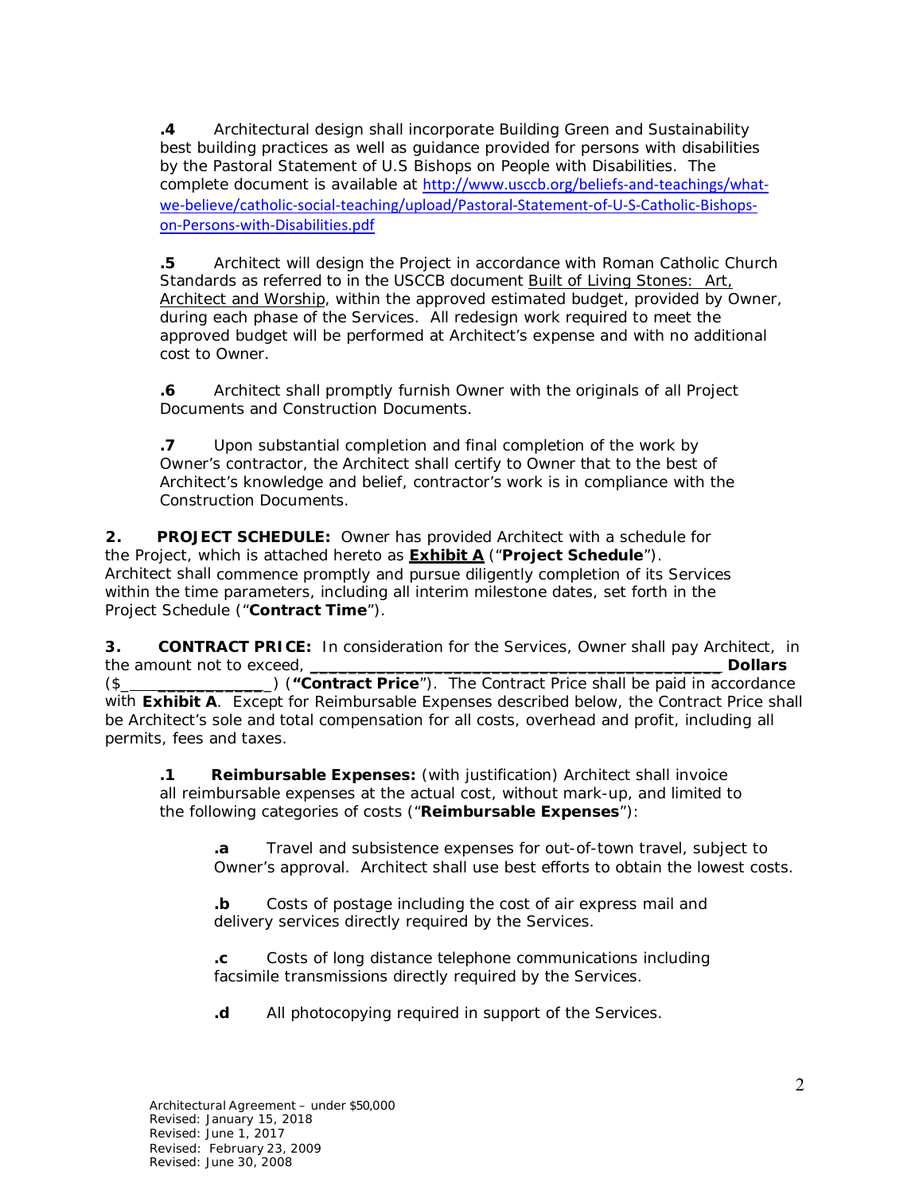**.4** Architectural design shall incorporate Building Green and Sustainability best building practices as well as guidance provided for persons with disabilities by the Pastoral Statement of U.S Bishops on People with Disabilities. The complete document is available at http://www.usccb.org/beliefs-and-teachings/what-we-believe/catholic-social-teaching/upload/Pastoral-Statement-of-U-S-Catholic-Bishops-on-Persons-with-Disabilities.pdf

**.5** Architect will design the Project in accordance with Roman Catholic Church Standards as referred to in the USCCB document Built of Living Stones: Art, Architect and Worship, within the approved estimated budget, provided by Owner, during each phase of the Services. All redesign work required to meet the approved budget will be performed at Architect's expense and with no additional cost to Owner.

**.6** Architect shall promptly furnish Owner with the originals of all Project Documents and Construction Documents.

**.7** Upon substantial completion and final completion of the work by Owner's contractor, the Architect shall certify to Owner that to the best of Architect's knowledge and belief, contractor's work is in compliance with the Construction Documents.

**2. PROJECT SCHEDULE:** Owner has provided Architect with a schedule for the Project, which is attached hereto as **Exhibit A** ("**Project Schedule**"). Architect shall commence promptly and pursue diligently completion of its Services within the time parameters, including all interim milestone dates, set forth in the Project Schedule ("**Contract Time**").

**3. CONTRACT PRICE:** In consideration for the Services, Owner shall pay Architect, in the amount not to exceed, _____________________________________________ **Dollars** ($_______________) (**"Contract Price**"). The Contract Price shall be paid in accordance with **Exhibit A**. Except for Reimbursable Expenses described below, the Contract Price shall be Architect's sole and total compensation for all costs, overhead and profit, including all permits, fees and taxes.

**.1** **Reimbursable Expenses:** (with justification) Architect shall invoice all reimbursable expenses at the actual cost, without mark-up, and limited to the following categories of costs ("**Reimbursable Expenses**"):

**.a** Travel and subsistence expenses for out-of-town travel, subject to Owner's approval. Architect shall use best efforts to obtain the lowest costs.

**.b** Costs of postage including the cost of air express mail and delivery services directly required by the Services.

**.c** Costs of long distance telephone communications including facsimile transmissions directly required by the Services.

**.d** All photocopying required in support of the Services.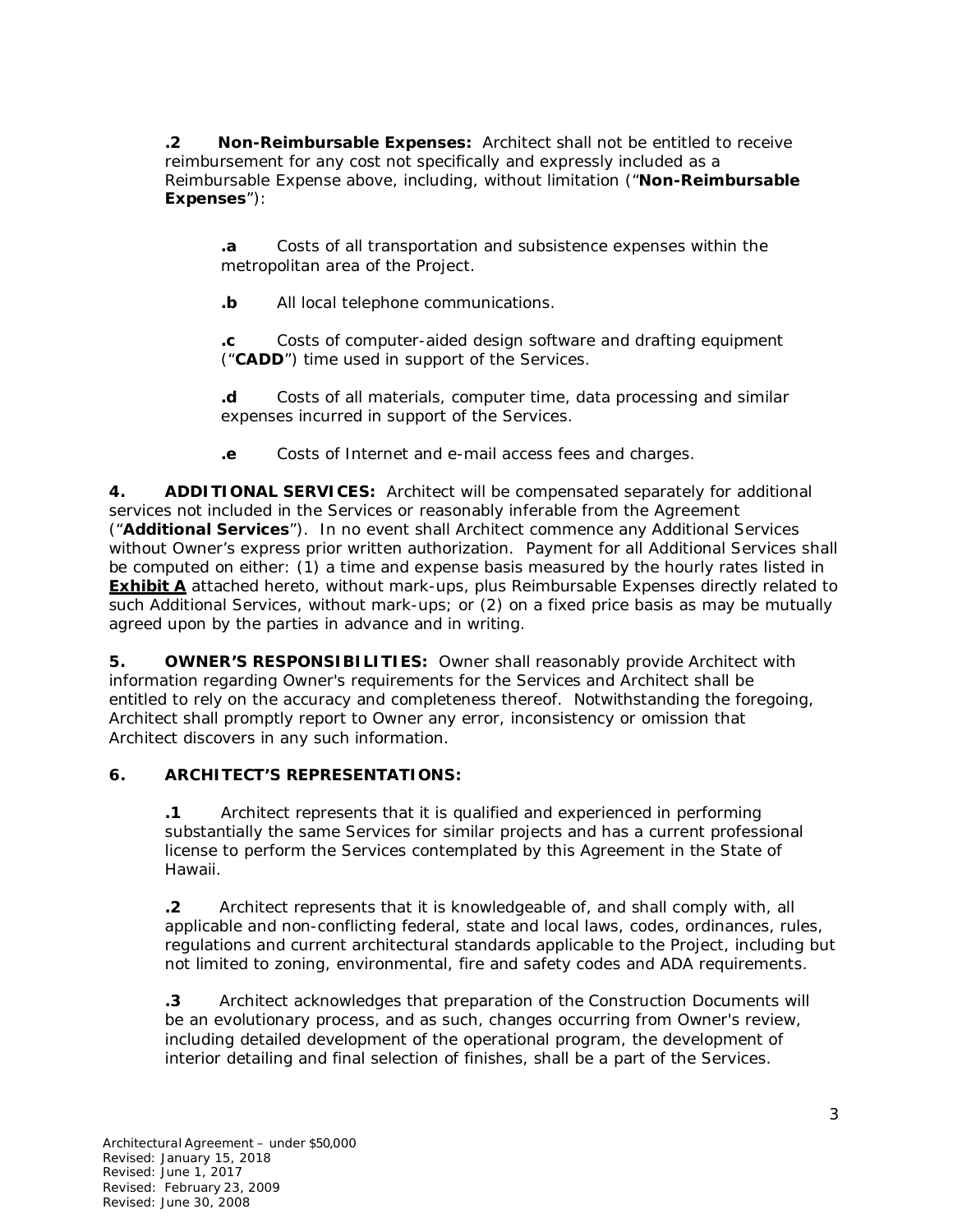**.2 Non-Reimbursable Expenses:** Architect shall not be entitled to receive reimbursement for any cost not specifically and expressly included as a Reimbursable Expense above, including, without limitation (“**Non-Reimbursable Expenses**”):

**.a** Costs of all transportation and subsistence expenses within the metropolitan area of the Project.

**.b** All local telephone communications.

**.c** Costs of computer-aided design software and drafting equipment (“**CADD**”) time used in support of the Services.

**.d** Costs of all materials, computer time, data processing and similar expenses incurred in support of the Services.

**.e** Costs of Internet and e-mail access fees and charges.

**4. ADDITIONAL SERVICES:** Architect will be compensated separately for additional services not included in the Services or reasonably inferable from the Agreement (“**Additional Services**”). In no event shall Architect commence any Additional Services without Owner’s express prior written authorization. Payment for all Additional Services shall be computed on either: (1) a time and expense basis measured by the hourly rates listed in **Exhibit A** attached hereto, without mark-ups, plus Reimbursable Expenses directly related to such Additional Services, without mark-ups; or (2) on a fixed price basis as may be mutually agreed upon by the parties in advance and in writing.

**5. OWNER’S RESPONSIBILITIES:** Owner shall reasonably provide Architect with information regarding Owner's requirements for the Services and Architect shall be entitled to rely on the accuracy and completeness thereof. Notwithstanding the foregoing, Architect shall promptly report to Owner any error, inconsistency or omission that Architect discovers in any such information.

**6. ARCHITECT’S REPRESENTATIONS:**

**.1** Architect represents that it is qualified and experienced in performing substantially the same Services for similar projects and has a current professional license to perform the Services contemplated by this Agreement in the State of Hawaii.

**.2** Architect represents that it is knowledgeable of, and shall comply with, all applicable and non-conflicting federal, state and local laws, codes, ordinances, rules, regulations and current architectural standards applicable to the Project, including but not limited to zoning, environmental, fire and safety codes and ADA requirements.

**.3** Architect acknowledges that preparation of the Construction Documents will be an evolutionary process, and as such, changes occurring from Owner's review, including detailed development of the operational program, the development of interior detailing and final selection of finishes, shall be a part of the Services.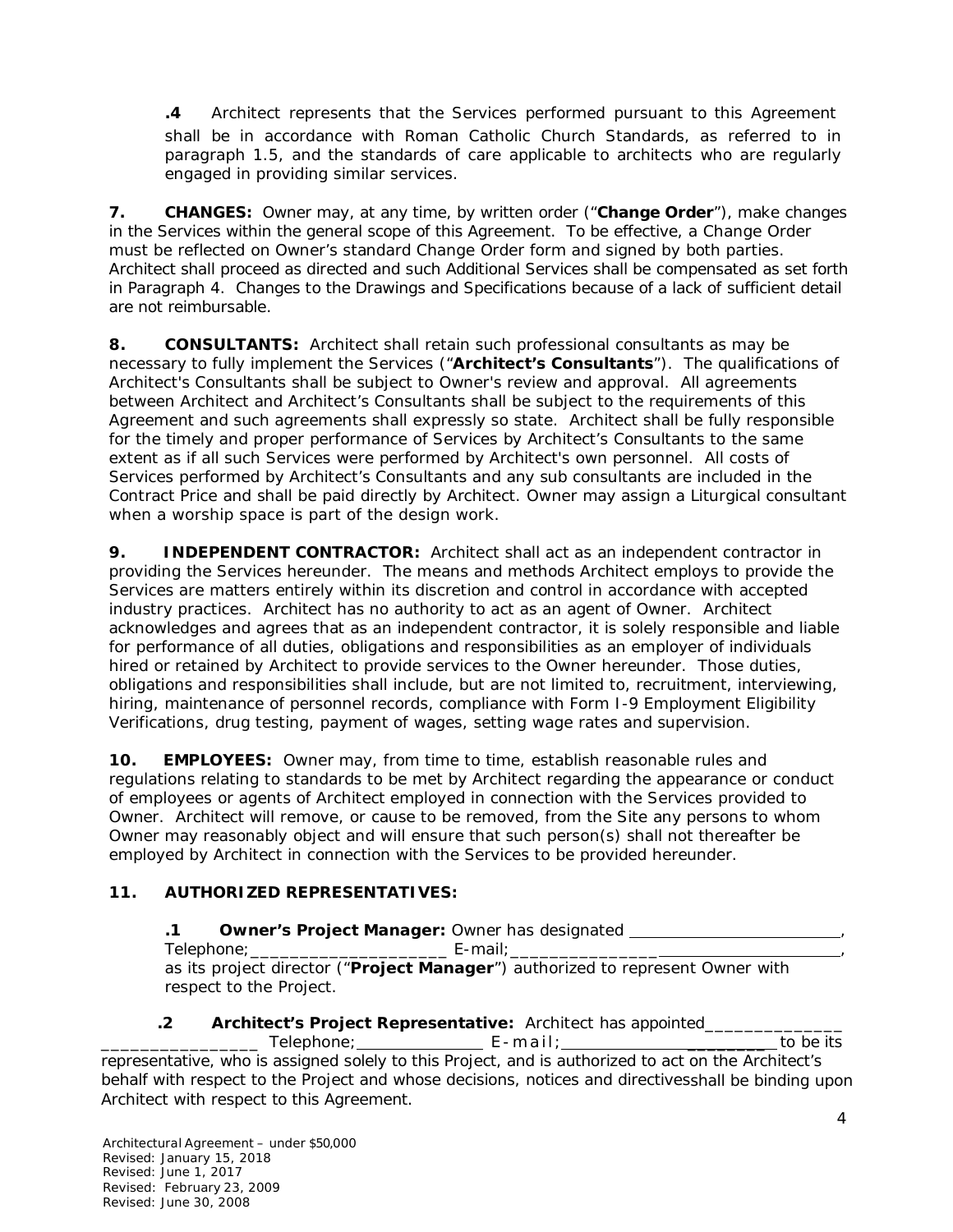**.4** Architect represents that the Services performed pursuant to this Agreement shall be in accordance with Roman Catholic Church Standards, as referred to in paragraph 1.5, and the standards of care applicable to architects who are regularly engaged in providing similar services.

**7. CHANGES:** Owner may, at any time, by written order ("**Change Order**"), make changes in the Services within the general scope of this Agreement. To be effective, a Change Order must be reflected on Owner's standard Change Order form and signed by both parties. Architect shall proceed as directed and such Additional Services shall be compensated as set forth in Paragraph 4. Changes to the Drawings and Specifications because of a lack of sufficient detail are not reimbursable.

**8. CONSULTANTS:** Architect shall retain such professional consultants as may be necessary to fully implement the Services ("**Architect's Consultants**"). The qualifications of Architect's Consultants shall be subject to Owner's review and approval. All agreements between Architect and Architect's Consultants shall be subject to the requirements of this Agreement and such agreements shall expressly so state. Architect shall be fully responsible for the timely and proper performance of Services by Architect's Consultants to the same extent as if all such Services were performed by Architect's own personnel. All costs of Services performed by Architect's Consultants and any sub consultants are included in the Contract Price and shall be paid directly by Architect. Owner may assign a Liturgical consultant when a worship space is part of the design work.

**9. INDEPENDENT CONTRACTOR:** Architect shall act as an independent contractor in providing the Services hereunder. The means and methods Architect employs to provide the Services are matters entirely within its discretion and control in accordance with accepted industry practices. Architect has no authority to act as an agent of Owner. Architect acknowledges and agrees that as an independent contractor, it is solely responsible and liable for performance of all duties, obligations and responsibilities as an employer of individuals hired or retained by Architect to provide services to the Owner hereunder. Those duties, obligations and responsibilities shall include, but are not limited to, recruitment, interviewing, hiring, maintenance of personnel records, compliance with Form I-9 Employment Eligibility Verifications, drug testing, payment of wages, setting wage rates and supervision.

**10. EMPLOYEES:** Owner may, from time to time, establish reasonable rules and regulations relating to standards to be met by Architect regarding the appearance or conduct of employees or agents of Architect employed in connection with the Services provided to Owner. Architect will remove, or cause to be removed, from the Site any persons to whom Owner may reasonably object and will ensure that such person(s) shall not thereafter be employed by Architect in connection with the Services to be provided hereunder.

**11. AUTHORIZED REPRESENTATIVES:**

**.1 Owner's Project Manager:** Owner has designated ________________________, Telephone;_____________________ E-mail;_____________________________________, as its project director ("**Project Manager**") authorized to represent Owner with respect to the Project.

**.2 Architect's Project Representative:** Architect has appointed________________ ________________ Telephone;_______________ E-mail;_________________________ to be its representative, who is assigned solely to this Project, and is authorized to act on the Architect's behalf with respect to the Project and whose decisions, notices and directivesshall be binding upon Architect with respect to this Agreement.

Architectural Agreement – under $50,000
Revised: January 15, 2018
Revised: June 1, 2017
Revised: February 23, 2009
Revised: June 30, 2008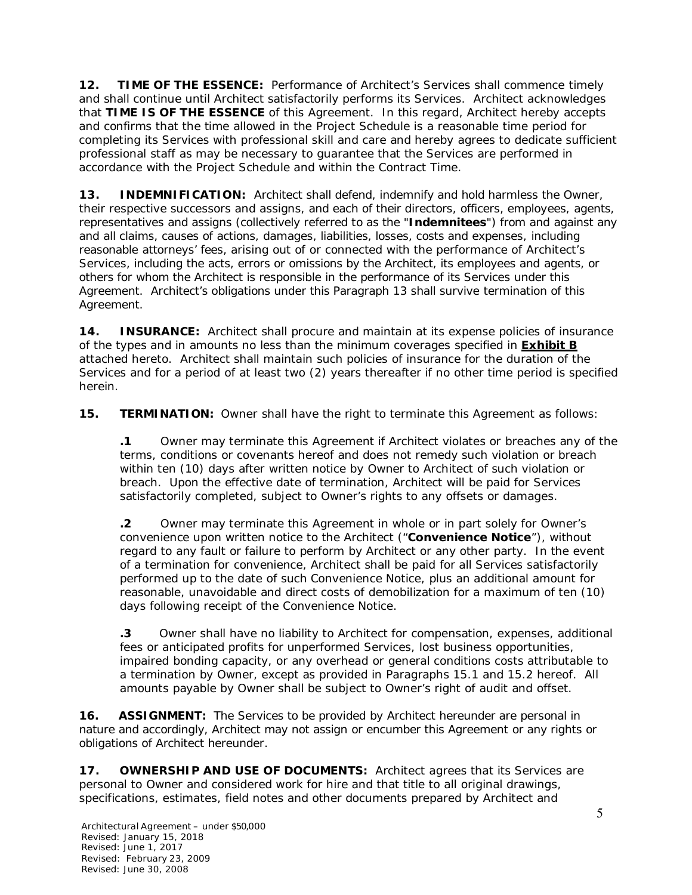**12. TIME OF THE ESSENCE:** Performance of Architect's Services shall commence timely and shall continue until Architect satisfactorily performs its Services. Architect acknowledges that **TIME IS OF THE ESSENCE** of this Agreement. In this regard, Architect hereby accepts and confirms that the time allowed in the Project Schedule is a reasonable time period for completing its Services with professional skill and care and hereby agrees to dedicate sufficient professional staff as may be necessary to guarantee that the Services are performed in accordance with the Project Schedule and within the Contract Time.

**13. INDEMNIFICATION:** Architect shall defend, indemnify and hold harmless the Owner, their respective successors and assigns, and each of their directors, officers, employees, agents, representatives and assigns (collectively referred to as the "**Indemnitees**") from and against any and all claims, causes of actions, damages, liabilities, losses, costs and expenses, including reasonable attorneys' fees, arising out of or connected with the performance of Architect's Services, including the acts, errors or omissions by the Architect, its employees and agents, or others for whom the Architect is responsible in the performance of its Services under this Agreement. Architect's obligations under this Paragraph 13 shall survive termination of this Agreement.

**14. INSURANCE:** Architect shall procure and maintain at its expense policies of insurance of the types and in amounts no less than the minimum coverages specified in **Exhibit B** attached hereto. Architect shall maintain such policies of insurance for the duration of the Services and for a period of at least two (2) years thereafter if no other time period is specified herein.

**15. TERMINATION:** Owner shall have the right to terminate this Agreement as follows:

> **.1** Owner may terminate this Agreement if Architect violates or breaches any of the terms, conditions or covenants hereof and does not remedy such violation or breach within ten (10) days after written notice by Owner to Architect of such violation or breach. Upon the effective date of termination, Architect will be paid for Services satisfactorily completed, subject to Owner's rights to any offsets or damages.
>
> **.2** Owner may terminate this Agreement in whole or in part solely for Owner's convenience upon written notice to the Architect ("**Convenience Notice**"), without regard to any fault or failure to perform by Architect or any other party. In the event of a termination for convenience, Architect shall be paid for all Services satisfactorily performed up to the date of such Convenience Notice, plus an additional amount for reasonable, unavoidable and direct costs of demobilization for a maximum of ten (10) days following receipt of the Convenience Notice.
>
> **.3** Owner shall have no liability to Architect for compensation, expenses, additional fees or anticipated profits for unperformed Services, lost business opportunities, impaired bonding capacity, or any overhead or general conditions costs attributable to a termination by Owner, except as provided in Paragraphs 15.1 and 15.2 hereof. All amounts payable by Owner shall be subject to Owner's right of audit and offset.

**16. ASSIGNMENT:** The Services to be provided by Architect hereunder are personal in nature and accordingly, Architect may not assign or encumber this Agreement or any rights or obligations of Architect hereunder.

**17. OWNERSHIP AND USE OF DOCUMENTS:** Architect agrees that its Services are personal to Owner and considered work for hire and that title to all original drawings, specifications, estimates, field notes and other documents prepared by Architect and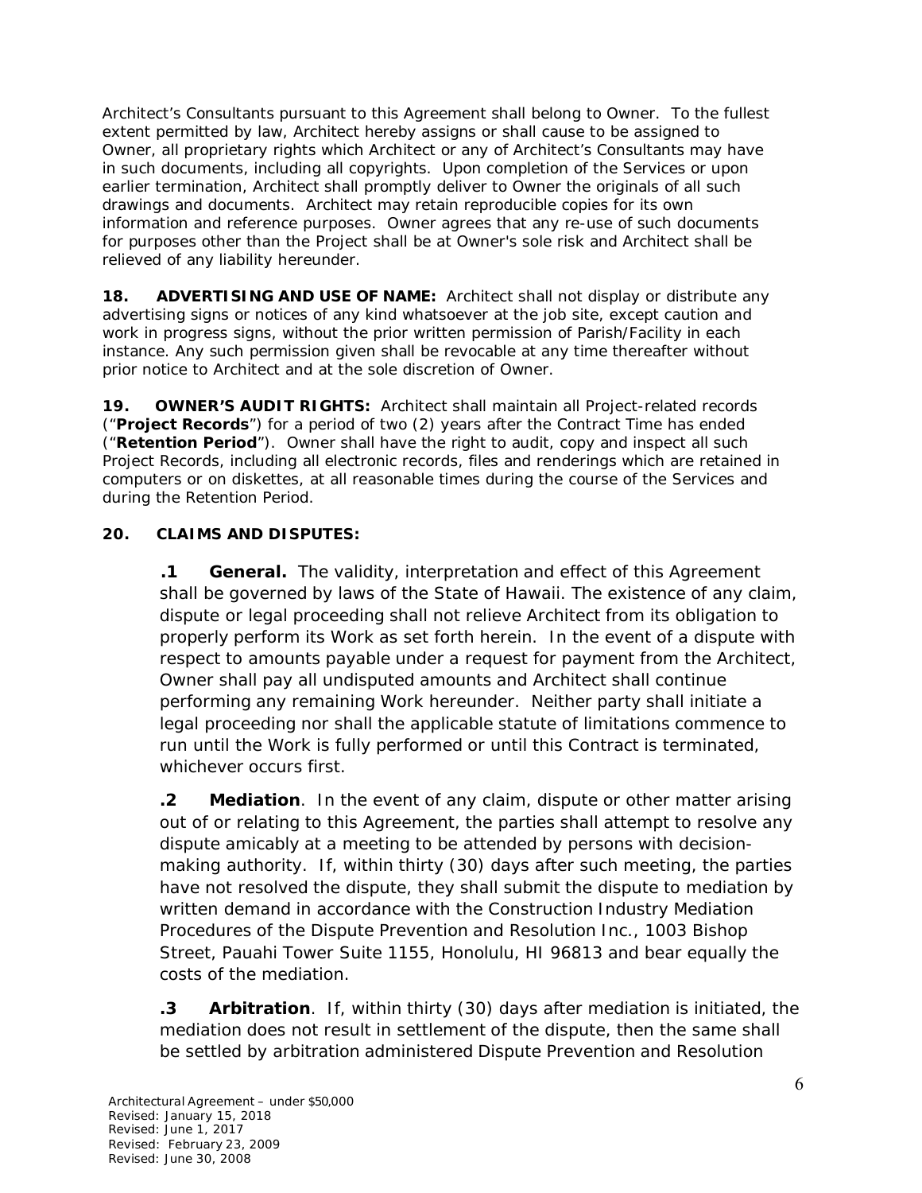Architect's Consultants pursuant to this Agreement shall belong to Owner. To the fullest extent permitted by law, Architect hereby assigns or shall cause to be assigned to Owner, all proprietary rights which Architect or any of Architect's Consultants may have in such documents, including all copyrights. Upon completion of the Services or upon earlier termination, Architect shall promptly deliver to Owner the originals of all such drawings and documents. Architect may retain reproducible copies for its own information and reference purposes. Owner agrees that any re-use of such documents for purposes other than the Project shall be at Owner's sole risk and Architect shall be relieved of any liability hereunder.

**18. ADVERTISING AND USE OF NAME:** Architect shall not display or distribute any advertising signs or notices of any kind whatsoever at the job site, except caution and work in progress signs, without the prior written permission of Parish/Facility in each instance. Any such permission given shall be revocable at any time thereafter without prior notice to Architect and at the sole discretion of Owner.

**19. OWNER'S AUDIT RIGHTS:** Architect shall maintain all Project-related records ("**Project Records**") for a period of two (2) years after the Contract Time has ended ("**Retention Period**"). Owner shall have the right to audit, copy and inspect all such Project Records, including all electronic records, files and renderings which are retained in computers or on diskettes, at all reasonable times during the course of the Services and during the Retention Period.

**20. CLAIMS AND DISPUTES:**

**.1 General.** The validity, interpretation and effect of this Agreement shall be governed by laws of the State of Hawaii. The existence of any claim, dispute or legal proceeding shall not relieve Architect from its obligation to properly perform its Work as set forth herein. In the event of a dispute with respect to amounts payable under a request for payment from the Architect, Owner shall pay all undisputed amounts and Architect shall continue performing any remaining Work hereunder. Neither party shall initiate a legal proceeding nor shall the applicable statute of limitations commence to run until the Work is fully performed or until this Contract is terminated, whichever occurs first.

**.2 Mediation**. In the event of any claim, dispute or other matter arising out of or relating to this Agreement, the parties shall attempt to resolve any dispute amicably at a meeting to be attended by persons with decision-making authority. If, within thirty (30) days after such meeting, the parties have not resolved the dispute, they shall submit the dispute to mediation by written demand in accordance with the Construction Industry Mediation Procedures of the Dispute Prevention and Resolution Inc., 1003 Bishop Street, Pauahi Tower Suite 1155, Honolulu, HI 96813 and bear equally the costs of the mediation.

**.3 Arbitration**. If, within thirty (30) days after mediation is initiated, the mediation does not result in settlement of the dispute, then the same shall be settled by arbitration administered Dispute Prevention and Resolution

Architectural Agreement – under $50,000
Revised: January 15, 2018
Revised: June 1, 2017
Revised: February 23, 2009
Revised: June 30, 2008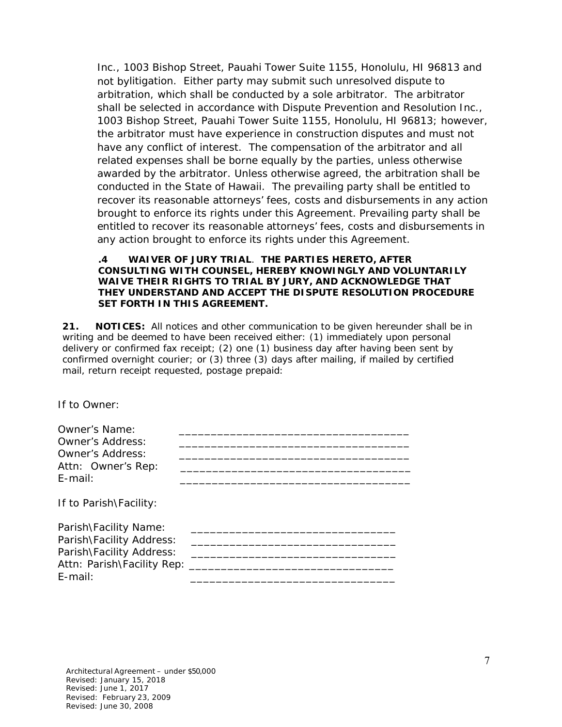Inc., 1003 Bishop Street, Pauahi Tower Suite 1155, Honolulu, HI 96813 and not bylitigation. Either party may submit such unresolved dispute to arbitration, which shall be conducted by a sole arbitrator. The arbitrator shall be selected in accordance with Dispute Prevention and Resolution Inc., 1003 Bishop Street, Pauahi Tower Suite 1155, Honolulu, HI 96813; however, the arbitrator must have experience in construction disputes and must not have any conflict of interest. The compensation of the arbitrator and all related expenses shall be borne equally by the parties, unless otherwise awarded by the arbitrator. Unless otherwise agreed, the arbitration shall be conducted in the State of Hawaii. The prevailing party shall be entitled to recover its reasonable attorneys' fees, costs and disbursements in any action brought to enforce its rights under this Agreement. Prevailing party shall be entitled to recover its reasonable attorneys' fees, costs and disbursements in any action brought to enforce its rights under this Agreement.

**.4 WAIVER OF JURY TRIAL**. **THE PARTIES HERETO, AFTER CONSULTING WITH COUNSEL, HEREBY KNOWINGLY AND VOLUNTARILY WAIVE THEIR RIGHTS TO TRIAL BY JURY, AND ACKNOWLEDGE THAT THEY UNDERSTAND AND ACCEPT THE DISPUTE RESOLUTION PROCEDURE SET FORTH IN THIS AGREEMENT.**

**21. NOTICES:** All notices and other communication to be given hereunder shall be in writing and be deemed to have been received either: (1) immediately upon personal delivery or confirmed fax receipt; (2) one (1) business day after having been sent by confirmed overnight courier; or (3) three (3) days after mailing, if mailed by certified mail, return receipt requested, postage prepaid:

If to Owner:

Owner's Name: ____________________________________
Owner's Address: ____________________________________
Owner's Address: ____________________________________
Attn: Owner's Rep: ____________________________________
E-mail: ____________________________________

If to Parish\Facility:

Parish\Facility Name: ________________________________
Parish\Facility Address: ________________________________
Parish\Facility Address: ________________________________
Attn: Parish\Facility Rep: ________________________________
E-mail: ________________________________

Architectural Agreement – under $50,000
Revised: January 15, 2018
Revised: June 1, 2017
Revised: February 23, 2009
Revised: June 30, 2008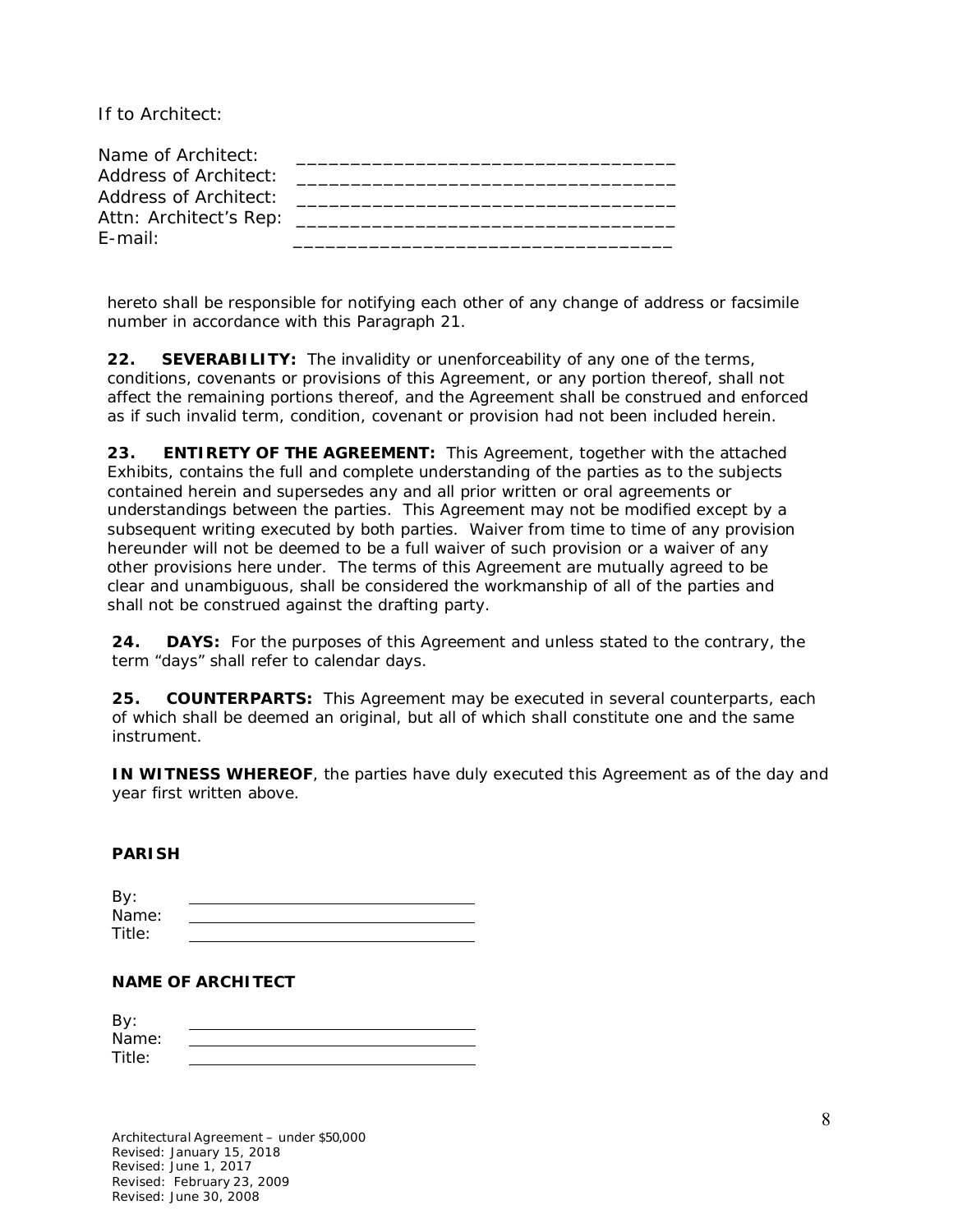If to Architect:

Name of Architect: ____________________________________
Address of Architect: ____________________________________
Address of Architect: ____________________________________
Attn: Architect's Rep: ____________________________________
E-mail: ____________________________________

hereto shall be responsible for notifying each other of any change of address or facsimile number in accordance with this Paragraph 21.

**22. SEVERABILITY:** The invalidity or unenforceability of any one of the terms, conditions, covenants or provisions of this Agreement, or any portion thereof, shall not affect the remaining portions thereof, and the Agreement shall be construed and enforced as if such invalid term, condition, covenant or provision had not been included herein.

**23. ENTIRETY OF THE AGREEMENT:** This Agreement, together with the attached Exhibits, contains the full and complete understanding of the parties as to the subjects contained herein and supersedes any and all prior written or oral agreements or understandings between the parties. This Agreement may not be modified except by a subsequent writing executed by both parties. Waiver from time to time of any provision hereunder will not be deemed to be a full waiver of such provision or a waiver of any other provisions here under. The terms of this Agreement are mutually agreed to be clear and unambiguous, shall be considered the workmanship of all of the parties and shall not be construed against the drafting party.

**24. DAYS:** For the purposes of this Agreement and unless stated to the contrary, the term "days" shall refer to calendar days.

**25. COUNTERPARTS:** This Agreement may be executed in several counterparts, each of which shall be deemed an original, but all of which shall constitute one and the same instrument.

**IN WITNESS WHEREOF**, the parties have duly executed this Agreement as of the day and year first written above.

**PARISH**

By: ____________________________________
Name: ____________________________________
Title: ____________________________________

**NAME OF ARCHITECT**

By: ____________________________________
Name: ____________________________________
Title: ____________________________________

Architectural Agreement – under $50,000
Revised: January 15, 2018
Revised: June 1, 2017
Revised: February 23, 2009
Revised: June 30, 2008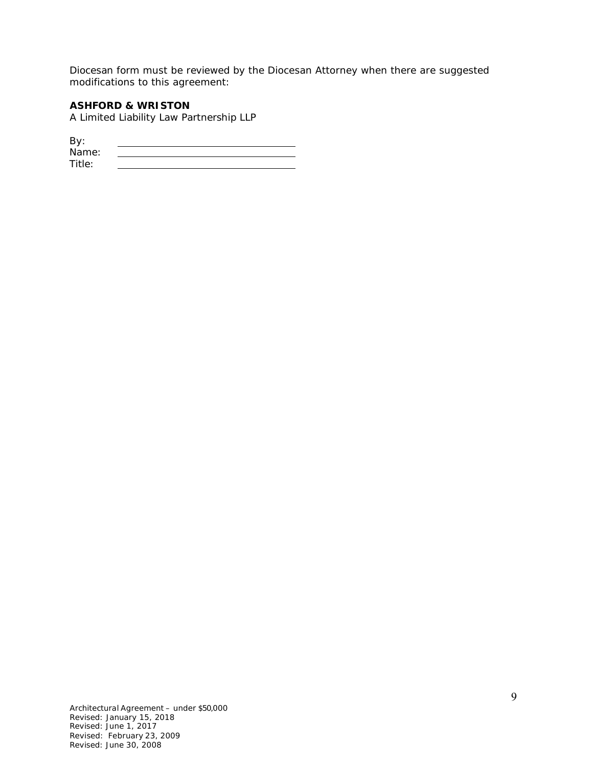Diocesan form must be reviewed by the Diocesan Attorney when there are suggested modifications to this agreement:

**ASHFORD & WRISTON**
A Limited Liability Law Partnership LLP

By: \_\_\_\_\_\_\_\_\_\_\_\_\_\_\_\_\_\_\_\_\_\_\_\_\_\_\_\_\_\_\_\_\_\_\_
Name: \_\_\_\_\_\_\_\_\_\_\_\_\_\_\_\_\_\_\_\_\_\_\_\_\_\_\_\_\_\_\_\_\_\_\_
Title: \_\_\_\_\_\_\_\_\_\_\_\_\_\_\_\_\_\_\_\_\_\_\_\_\_\_\_\_\_\_\_\_\_\_\_

Architectural Agreement – under $50,000
Revised: January 15, 2018
Revised: June 1, 2017
Revised: February 23, 2009
Revised: June 30, 2008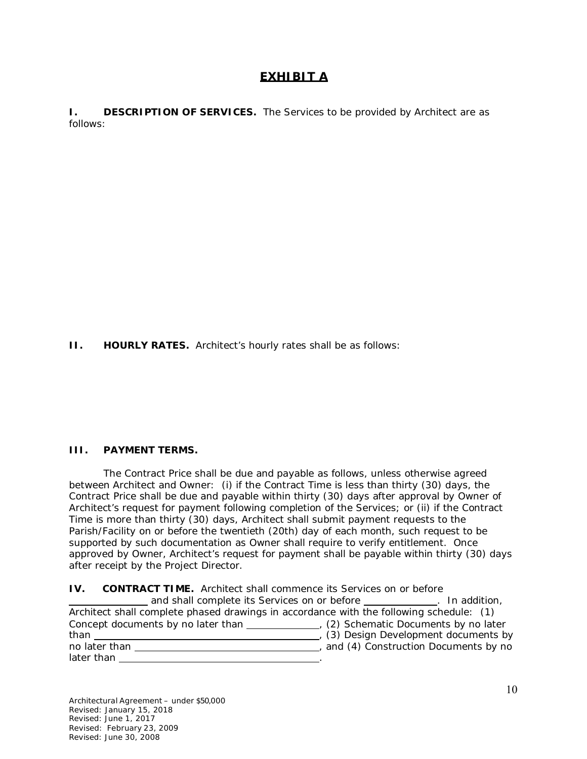# EXHIBIT A

**I. DESCRIPTION OF SERVICES.** The Services to be provided by Architect are as follows:

**II. HOURLY RATES.** Architect's hourly rates shall be as follows:

**III. PAYMENT TERMS.**

The Contract Price shall be due and payable as follows, unless otherwise agreed between Architect and Owner: (i) if the Contract Time is less than thirty (30) days, the Contract Price shall be due and payable within thirty (30) days after approval by Owner of Architect's request for payment following completion of the Services; or (ii) if the Contract Time is more than thirty (30) days, Architect shall submit payment requests to the Parish/Facility on or before the twentieth (20th) day of each month, such request to be supported by such documentation as Owner shall require to verify entitlement. Once approved by Owner, Architect's request for payment shall be payable within thirty (30) days after receipt by the Project Director.

**IV. CONTRACT TIME.** Architect shall commence its Services on or before \_\_\_\_\_\_\_\_\_\_\_\_\_\_ and shall complete its Services on or before \_\_\_\_\_\_\_\_\_\_\_\_\_\_. In addition, Architect shall complete phased drawings in accordance with the following schedule: (1) Concept documents by no later than \_\_\_\_\_\_\_\_\_\_\_\_\_\_, (2) Schematic Documents by no later than \_\_\_\_\_\_\_\_\_\_\_\_\_\_\_\_\_\_\_\_\_\_\_\_\_\_\_\_\_\_\_\_\_\_\_\_\_\_\_\_, (3) Design Development documents by no later than \_\_\_\_\_\_\_\_\_\_\_\_\_\_\_\_\_\_\_\_\_\_\_\_\_\_\_\_\_\_\_\_\_\_\_\_\_\_, and (4) Construction Documents by no later than \_\_\_\_\_\_\_\_\_\_\_\_\_\_\_\_\_\_\_\_\_\_\_\_\_\_\_\_\_\_\_\_\_\_\_\_\_\_\_\_.

Architectural Agreement – under $50,000
Revised: January 15, 2018
Revised: June 1, 2017
Revised: February 23, 2009
Revised: June 30, 2008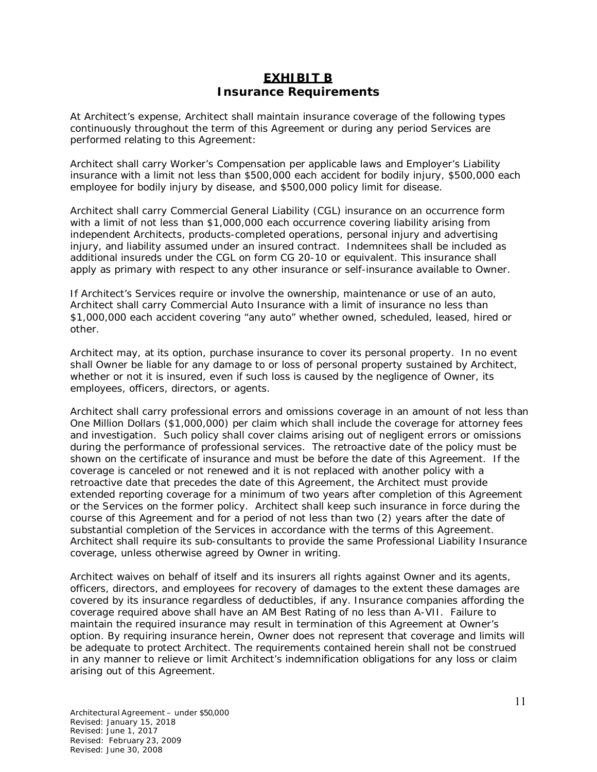# EXHIBIT B
## Insurance Requirements

At Architect's expense, Architect shall maintain insurance coverage of the following types continuously throughout the term of this Agreement or during any period Services are performed relating to this Agreement:

Architect shall carry Worker's Compensation per applicable laws and Employer's Liability insurance with a limit not less than $500,000 each accident for bodily injury, $500,000 each employee for bodily injury by disease, and $500,000 policy limit for disease.

Architect shall carry Commercial General Liability (CGL) insurance on an occurrence form with a limit of not less than $1,000,000 each occurrence covering liability arising from independent Architects, products-completed operations, personal injury and advertising injury, and liability assumed under an insured contract. Indemnitees shall be included as additional insureds under the CGL on form CG 20-10 or equivalent. This insurance shall apply as primary with respect to any other insurance or self-insurance available to Owner.

If Architect's Services require or involve the ownership, maintenance or use of an auto, Architect shall carry Commercial Auto Insurance with a limit of insurance no less than $1,000,000 each accident covering "any auto" whether owned, scheduled, leased, hired or other.

Architect may, at its option, purchase insurance to cover its personal property. In no event shall Owner be liable for any damage to or loss of personal property sustained by Architect, whether or not it is insured, even if such loss is caused by the negligence of Owner, its employees, officers, directors, or agents.

Architect shall carry professional errors and omissions coverage in an amount of not less than One Million Dollars ($1,000,000) per claim which shall include the coverage for attorney fees and investigation. Such policy shall cover claims arising out of negligent errors or omissions during the performance of professional services. The retroactive date of the policy must be shown on the certificate of insurance and must be before the date of this Agreement. If the coverage is canceled or not renewed and it is not replaced with another policy with a retroactive date that precedes the date of this Agreement, the Architect must provide extended reporting coverage for a minimum of two years after completion of this Agreement or the Services on the former policy. Architect shall keep such insurance in force during the course of this Agreement and for a period of not less than two (2) years after the date of substantial completion of the Services in accordance with the terms of this Agreement. Architect shall require its sub-consultants to provide the same Professional Liability Insurance coverage, unless otherwise agreed by Owner in writing.

Architect waives on behalf of itself and its insurers all rights against Owner and its agents, officers, directors, and employees for recovery of damages to the extent these damages are covered by its insurance regardless of deductibles, if any. Insurance companies affording the coverage required above shall have an AM Best Rating of no less than A-VII. Failure to maintain the required insurance may result in termination of this Agreement at Owner's option. By requiring insurance herein, Owner does not represent that coverage and limits will be adequate to protect Architect. The requirements contained herein shall not be construed in any manner to relieve or limit Architect's indemnification obligations for any loss or claim arising out of this Agreement.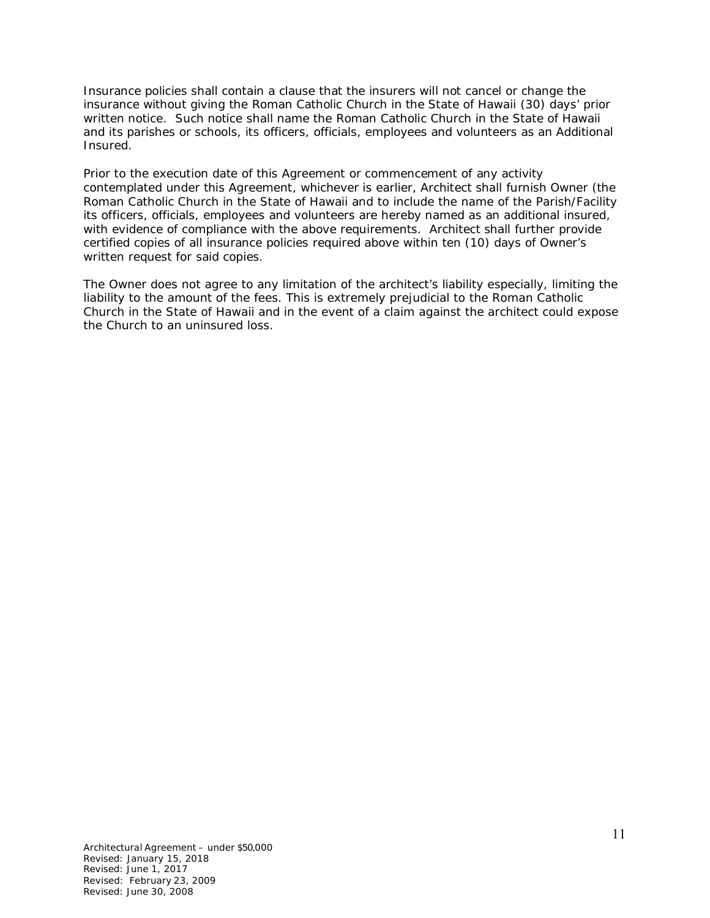Insurance policies shall contain a clause that the insurers will not cancel or change the insurance without giving the Roman Catholic Church in the State of Hawaii (30) days' prior written notice. Such notice shall name the Roman Catholic Church in the State of Hawaii and its parishes or schools, its officers, officials, employees and volunteers as an Additional Insured.

Prior to the execution date of this Agreement or commencement of any activity contemplated under this Agreement, whichever is earlier, Architect shall furnish Owner (the Roman Catholic Church in the State of Hawaii and to include the name of the Parish/Facility its officers, officials, employees and volunteers are hereby named as an additional insured, with evidence of compliance with the above requirements. Architect shall further provide certified copies of all insurance policies required above within ten (10) days of Owner's written request for said copies.

The Owner does not agree to any limitation of the architect's liability especially, limiting the liability to the amount of the fees. This is extremely prejudicial to the Roman Catholic Church in the State of Hawaii and in the event of a claim against the architect could expose the Church to an uninsured loss.

Architectural Agreement – under $50,000
Revised: January 15, 2018
Revised: June 1, 2017
Revised: February 23, 2009
Revised: June 30, 2008